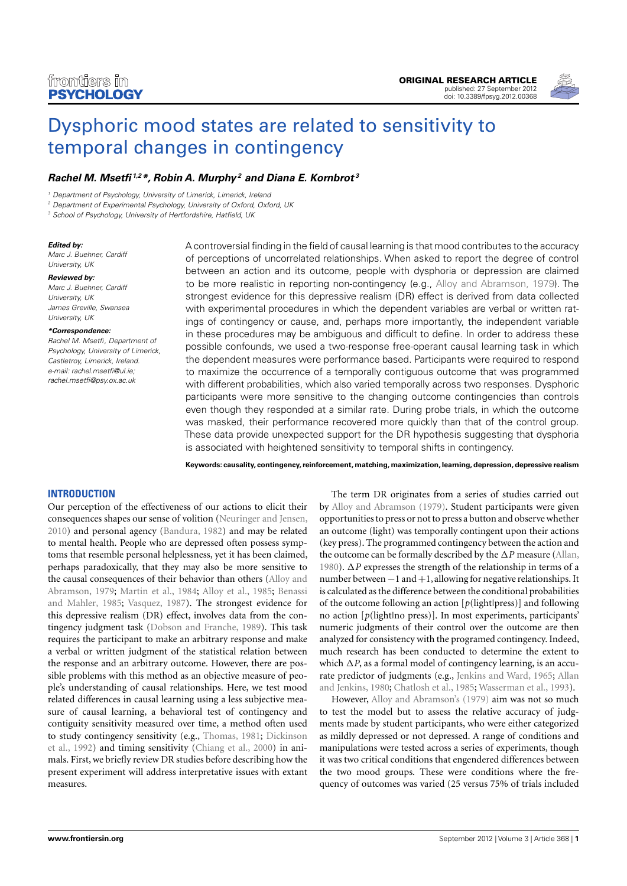# Dysphoric mood states are related to sensitivity to temporal changes in contingency

***Rachel M. Msetfi*[1,2]*, Robin A. Murphy[2] and Diana E. Kornbrot[3]***

[1] Department of Psychology, University of Limerick, Limerick, Ireland
[2] Department of Experimental Psychology, University of Oxford, Oxford, UK
[3] School of Psychology, University of Hertfordshire, Hatfield, UK

***Edited by:***
*Marc J. Buehner, Cardiff University, UK*

***Reviewed by:***
*Marc J. Buehner, Cardiff University, UK*
*James Greville, Swansea University, UK*

****Correspondence:***
*Rachel M. Msetfi, Department of Psychology, University of Limerick, Castletroy, Limerick, Ireland.*
*e-mail: rachel.msetfi@ul.ie; rachel.msetfi@psy.ox.ac.uk*

A controversial finding in the field of causal learning is that mood contributes to the accuracy of perceptions of uncorrelated relationships. When asked to report the degree of control between an action and its outcome, people with dysphoria or depression are claimed to be more realistic in reporting non-contingency (e.g., Alloy and Abramson, 1979). The strongest evidence for this depressive realism (DR) effect is derived from data collected with experimental procedures in which the dependent variables are verbal or written ratings of contingency or cause, and, perhaps more importantly, the independent variable in these procedures may be ambiguous and difficult to define. In order to address these possible confounds, we used a two-response free-operant causal learning task in which the dependent measures were performance based. Participants were required to respond to maximize the occurrence of a temporally contiguous outcome that was programmed with different probabilities, which also varied temporally across two responses. Dysphoric participants were more sensitive to the changing outcome contingencies than controls even though they responded at a similar rate. During probe trials, in which the outcome was masked, their performance recovered more quickly than that of the control group. These data provide unexpected support for the DR hypothesis suggesting that dysphoria is associated with heightened sensitivity to temporal shifts in contingency.

**Keywords: causality, contingency, reinforcement, matching, maximization, learning, depression, depressive realism**

## INTRODUCTION

Our perception of the effectiveness of our actions to elicit their consequences shapes our sense of volition (Neuringer and Jensen, 2010) and personal agency (Bandura, 1982) and may be related to mental health. People who are depressed often possess symptoms that resemble personal helplessness, yet it has been claimed, perhaps paradoxically, that they may also be more sensitive to the causal consequences of their behavior than others (Alloy and Abramson, 1979; Martin et al., 1984; Alloy et al., 1985; Benassi and Mahler, 1985; Vasquez, 1987). The strongest evidence for this depressive realism (DR) effect, involves data from the contingency judgment task (Dobson and Franche, 1989). This task requires the participant to make an arbitrary response and make a verbal or written judgment of the statistical relation between the response and an arbitrary outcome. However, there are possible problems with this method as an objective measure of people's understanding of causal relationships. Here, we test mood related differences in causal learning using a less subjective measure of causal learning, a behavioral test of contingency and contiguity sensitivity measured over time, a method often used to study contingency sensitivity (e.g., Thomas, 1981; Dickinson et al., 1992) and timing sensitivity (Chiang et al., 2000) in animals. First, we briefly review DR studies before describing how the present experiment will address interpretative issues with extant measures.

The term DR originates from a series of studies carried out by Alloy and Abramson (1979). Student participants were given opportunities to press or not to press a button and observe whether an outcome (light) was temporally contingent upon their actions (key press). The programmed contingency between the action and the outcome can be formally described by the $\Delta P$ measure (Allan, 1980). $\Delta P$ expresses the strength of the relationship in terms of a number between $-1$ and $+1$, allowing for negative relationships. It is calculated as the difference between the conditional probabilities of the outcome following an action [$p$(light|press)] and following no action [$p$(light|no press)]. In most experiments, participants' numeric judgments of their control over the outcome are then analyzed for consistency with the programed contingency. Indeed, much research has been conducted to determine the extent to which $\Delta P$, as a formal model of contingency learning, is an accurate predictor of judgments (e.g., Jenkins and Ward, 1965; Allan and Jenkins, 1980; Chatlosh et al., 1985; Wasserman et al., 1993).

However, Alloy and Abramson's (1979) aim was not so much to test the model but to assess the relative accuracy of judgments made by student participants, who were either categorized as mildly depressed or not depressed. A range of conditions and manipulations were tested across a series of experiments, though it was two critical conditions that engendered differences between the two mood groups. These were conditions where the frequency of outcomes was varied (25 versus 75% of trials included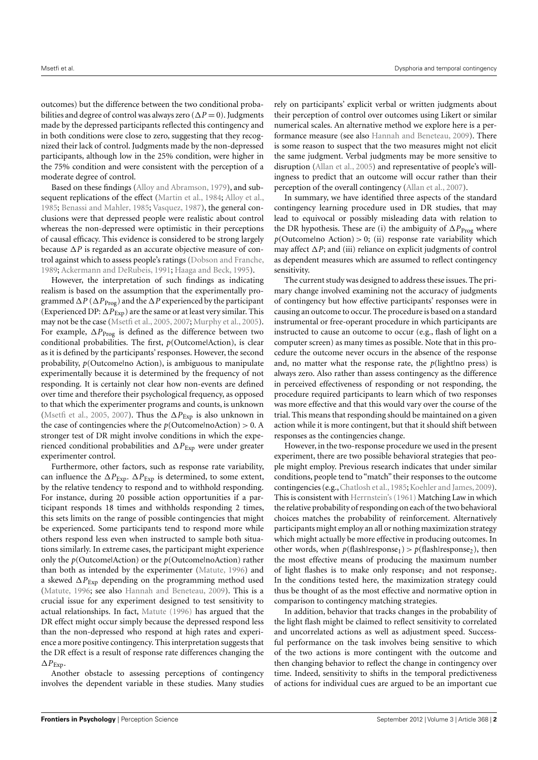outcomes) but the difference between the two conditional probabilities and degree of control was always zero ($\Delta P = 0$). Judgments made by the depressed participants reflected this contingency and in both conditions were close to zero, suggesting that they recognized their lack of control. Judgments made by the non-depressed participants, although low in the 25% condition, were higher in the 75% condition and were consistent with the perception of a moderate degree of control.

Based on these findings (Alloy and Abramson, 1979), and subsequent replications of the effect (Martin et al., 1984; Alloy et al., 1985; Benassi and Mahler, 1985; Vasquez, 1987), the general conclusions were that depressed people were realistic about control whereas the non-depressed were optimistic in their perceptions of causal efficacy. This evidence is considered to be strong largely because $\Delta P$ is regarded as an accurate objective measure of control against which to assess people's ratings (Dobson and Franche, 1989; Ackermann and DeRubeis, 1991; Haaga and Beck, 1995).

However, the interpretation of such findings as indicating realism is based on the assumption that the experimentally programmed $\Delta P$ ($\Delta P_{Prog}$) and the $\Delta P$ experienced by the participant (Experienced DP: $\Delta P_{Exp}$) are the same or at least very similar. This may not be the case (Msetfi et al., 2005, 2007; Murphy et al., 2005). For example, $\Delta P_{Prog}$ is defined as the difference between two conditional probabilities. The first, $p$(Outcome|Action), is clear as it is defined by the participants' responses. However, the second probability, $p$(Outcome|no Action), is ambiguous to manipulate experimentally because it is determined by the frequency of not responding. It is certainly not clear how non-events are defined over time and therefore their psychological frequency, as opposed to that which the experimenter programs and counts, is unknown (Msetfi et al., 2005, 2007). Thus the $\Delta P_{Exp}$ is also unknown in the case of contingencies where the $p$(Outcome|noAction) $> 0$. A stronger test of DR might involve conditions in which the experienced conditional probabilities and $\Delta P_{Exp}$ were under greater experimenter control.

Furthermore, other factors, such as response rate variability, can influence the $\Delta P_{Exp}$. $\Delta P_{Exp}$ is determined, to some extent, by the relative tendency to respond and to withhold responding. For instance, during 20 possible action opportunities if a participant responds 18 times and withholds responding 2 times, this sets limits on the range of possible contingencies that might be experienced. Some participants tend to respond more while others respond less even when instructed to sample both situations similarly. In extreme cases, the participant might experience only the $p$(Outcome|Action) or the $p$(Outcome|noAction) rather than both as intended by the experimenter (Matute, 1996) and a skewed $\Delta P_{Exp}$ depending on the programming method used (Matute, 1996; see also Hannah and Beneteau, 2009). This is a crucial issue for any experiment designed to test sensitivity to actual relationships. In fact, Matute (1996) has argued that the DR effect might occur simply because the depressed respond less than the non-depressed who respond at high rates and experience a more positive contingency. This interpretation suggests that the DR effect is a result of response rate differences changing the $\Delta P_{Exp}$.

Another obstacle to assessing perceptions of contingency involves the dependent variable in these studies. Many studies rely on participants' explicit verbal or written judgments about their perception of control over outcomes using Likert or similar numerical scales. An alternative method we explore here is a performance measure (see also Hannah and Beneteau, 2009). There is some reason to suspect that the two measures might not elicit the same judgment. Verbal judgments may be more sensitive to disruption (Allan et al., 2005) and representative of people's willingness to predict that an outcome will occur rather than their perception of the overall contingency (Allan et al., 2007).

In summary, we have identified three aspects of the standard contingency learning procedure used in DR studies, that may lead to equivocal or possibly misleading data with relation to the DR hypothesis. These are (i) the ambiguity of $\Delta P_{Prog}$ where $p$(Outcome|no Action) $> 0$; (ii) response rate variability which may affect $\Delta P$; and (iii) reliance on explicit judgments of control as dependent measures which are assumed to reflect contingency sensitivity.

The current study was designed to address these issues. The primary change involved examining not the accuracy of judgments of contingency but how effective participants' responses were in causing an outcome to occur. The procedure is based on a standard instrumental or free-operant procedure in which participants are instructed to cause an outcome to occur (e.g., flash of light on a computer screen) as many times as possible. Note that in this procedure the outcome never occurs in the absence of the response and, no matter what the response rate, the $p$(light|no press) is always zero. Also rather than assess contingency as the difference in perceived effectiveness of responding or not responding, the procedure required participants to learn which of two responses was more effective and that this would vary over the course of the trial. This means that responding should be maintained on a given action while it is more contingent, but that it should shift between responses as the contingencies change.

However, in the two-response procedure we used in the present experiment, there are two possible behavioral strategies that people might employ. Previous research indicates that under similar conditions, people tend to "match" their responses to the outcome contingencies (e.g., Chatlosh et al., 1985; Koehler and James, 2009). This is consistent with Herrnstein's (1961) Matching Law in which the relative probability of responding on each of the two behavioral choices matches the probability of reinforcement. Alternatively participants might employ an all or nothing maximization strategy which might actually be more effective in producing outcomes. In other words, when $p(\text{flash}|\text{response}_1) > p(\text{flash}|\text{response}_2)$, then the most effective means of producing the maximum number of light flashes is to make only $\text{response}_1$ and not $\text{response}_2$. In the conditions tested here, the maximization strategy could thus be thought of as the most effective and normative option in comparison to contingency matching strategies.

In addition, behavior that tracks changes in the probability of the light flash might be claimed to reflect sensitivity to correlated and uncorrelated actions as well as adjustment speed. Successful performance on the task involves being sensitive to which of the two actions is more contingent with the outcome and then changing behavior to reflect the change in contingency over time. Indeed, sensitivity to shifts in the temporal predictiveness of actions for individual cues are argued to be an important cue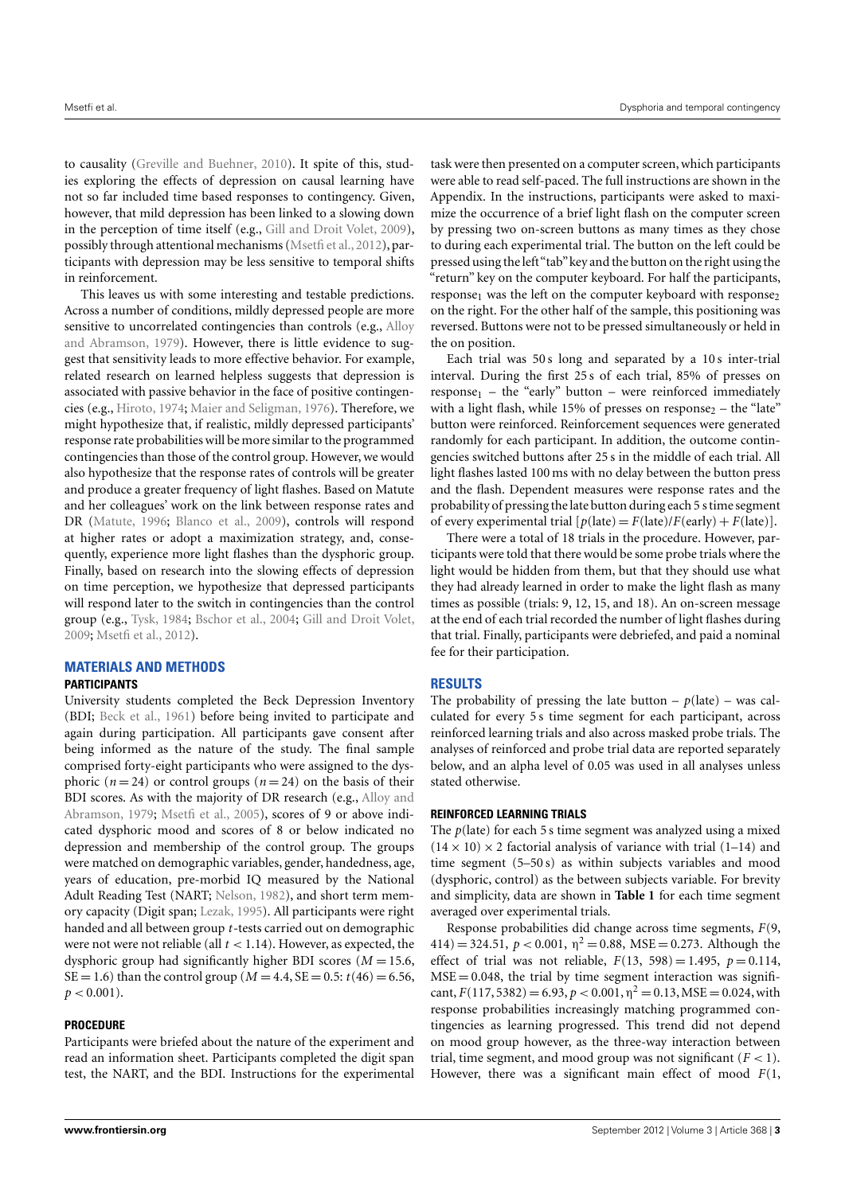to causality (Greville and Buehner, 2010). It spite of this, studies exploring the effects of depression on causal learning have not so far included time based responses to contingency. Given, however, that mild depression has been linked to a slowing down in the perception of time itself (e.g., Gill and Droit Volet, 2009), possibly through attentional mechanisms (Msetfi et al., 2012), participants with depression may be less sensitive to temporal shifts in reinforcement.

This leaves us with some interesting and testable predictions. Across a number of conditions, mildly depressed people are more sensitive to uncorrelated contingencies than controls (e.g., Alloy and Abramson, 1979). However, there is little evidence to suggest that sensitivity leads to more effective behavior. For example, related research on learned helpless suggests that depression is associated with passive behavior in the face of positive contingencies (e.g., Hiroto, 1974; Maier and Seligman, 1976). Therefore, we might hypothesize that, if realistic, mildly depressed participants' response rate probabilities will be more similar to the programmed contingencies than those of the control group. However, we would also hypothesize that the response rates of controls will be greater and produce a greater frequency of light flashes. Based on Matute and her colleagues' work on the link between response rates and DR (Matute, 1996; Blanco et al., 2009), controls will respond at higher rates or adopt a maximization strategy, and, consequently, experience more light flashes than the dysphoric group. Finally, based on research into the slowing effects of depression on time perception, we hypothesize that depressed participants will respond later to the switch in contingencies than the control group (e.g., Tysk, 1984; Bschor et al., 2004; Gill and Droit Volet, 2009; Msetfi et al., 2012).

## MATERIALS AND METHODS

### PARTICIPANTS

University students completed the Beck Depression Inventory (BDI; Beck et al., 1961) before being invited to participate and again during participation. All participants gave consent after being informed as the nature of the study. The final sample comprised forty-eight participants who were assigned to the dysphoric ($n = 24$) or control groups ($n = 24$) on the basis of their BDI scores. As with the majority of DR research (e.g., Alloy and Abramson, 1979; Msetfi et al., 2005), scores of 9 or above indicated dysphoric mood and scores of 8 or below indicated no depression and membership of the control group. The groups were matched on demographic variables, gender, handedness, age, years of education, pre-morbid IQ measured by the National Adult Reading Test (NART; Nelson, 1982), and short term memory capacity (Digit span; Lezak, 1995). All participants were right handed and all between group *t*-tests carried out on demographic were not were not reliable (all $t < 1.14$). However, as expected, the dysphoric group had significantly higher BDI scores ($M = 15.6$, $SE = 1.6$) than the control group ($M = 4.4$, $SE = 0.5$: $t(46) = 6.56$, $p < 0.001$).

### PROCEDURE

Participants were briefed about the nature of the experiment and read an information sheet. Participants completed the digit span test, the NART, and the BDI. Instructions for the experimental task were then presented on a computer screen, which participants were able to read self-paced. The full instructions are shown in the Appendix. In the instructions, participants were asked to maximize the occurrence of a brief light flash on the computer screen by pressing two on-screen buttons as many times as they chose to during each experimental trial. The button on the left could be pressed using the left "tab" key and the button on the right using the "return" key on the computer keyboard. For half the participants, $response_1$ was the left on the computer keyboard with $response_2$ on the right. For the other half of the sample, this positioning was reversed. Buttons were not to be pressed simultaneously or held in the on position.

Each trial was 50 s long and separated by a 10 s inter-trial interval. During the first 25 s of each trial, 85% of presses on $response_1$ – the "early" button – were reinforced immediately with a light flash, while 15% of presses on $response_2$ – the "late" button were reinforced. Reinforcement sequences were generated randomly for each participant. In addition, the outcome contingencies switched buttons after 25 s in the middle of each trial. All light flashes lasted 100 ms with no delay between the button press and the flash. Dependent measures were response rates and the probability of pressing the late button during each 5 s time segment of every experimental trial [$p(\text{late}) = F(\text{late})/F(\text{early}) + F(\text{late})$].

There were a total of 18 trials in the procedure. However, participants were told that there would be some probe trials where the light would be hidden from them, but that they should use what they had already learned in order to make the light flash as many times as possible (trials: 9, 12, 15, and 18). An on-screen message at the end of each trial recorded the number of light flashes during that trial. Finally, participants were debriefed, and paid a nominal fee for their participation.

## RESULTS

The probability of pressing the late button – $p(\text{late})$ – was calculated for every 5 s time segment for each participant, across reinforced learning trials and also across masked probe trials. The analyses of reinforced and probe trial data are reported separately below, and an alpha level of 0.05 was used in all analyses unless stated otherwise.

### REINFORCED LEARNING TRIALS

The $p(\text{late})$ for each 5 s time segment was analyzed using a mixed $(14 \times 10) \times 2$ factorial analysis of variance with trial (1–14) and time segment (5–50 s) as within subjects variables and mood (dysphoric, control) as the between subjects variable. For brevity and simplicity, data are shown in **Table 1** for each time segment averaged over experimental trials.

Response probabilities did change across time segments, $F(9, 414) = 324.51$, $p < 0.001$, $\eta^2 = 0.88$, $MSE = 0.273$. Although the effect of trial was not reliable, $F(13, 598) = 1.495$, $p = 0.114$, $MSE = 0.048$, the trial by time segment interaction was significant, $F(117, 5382) = 6.93$, $p < 0.001$, $\eta^2 = 0.13$, $MSE = 0.024$, with response probabilities increasingly matching programmed contingencies as learning progressed. This trend did not depend on mood group however, as the three-way interaction between trial, time segment, and mood group was not significant ($F < 1$). However, there was a significant main effect of mood $F(1,$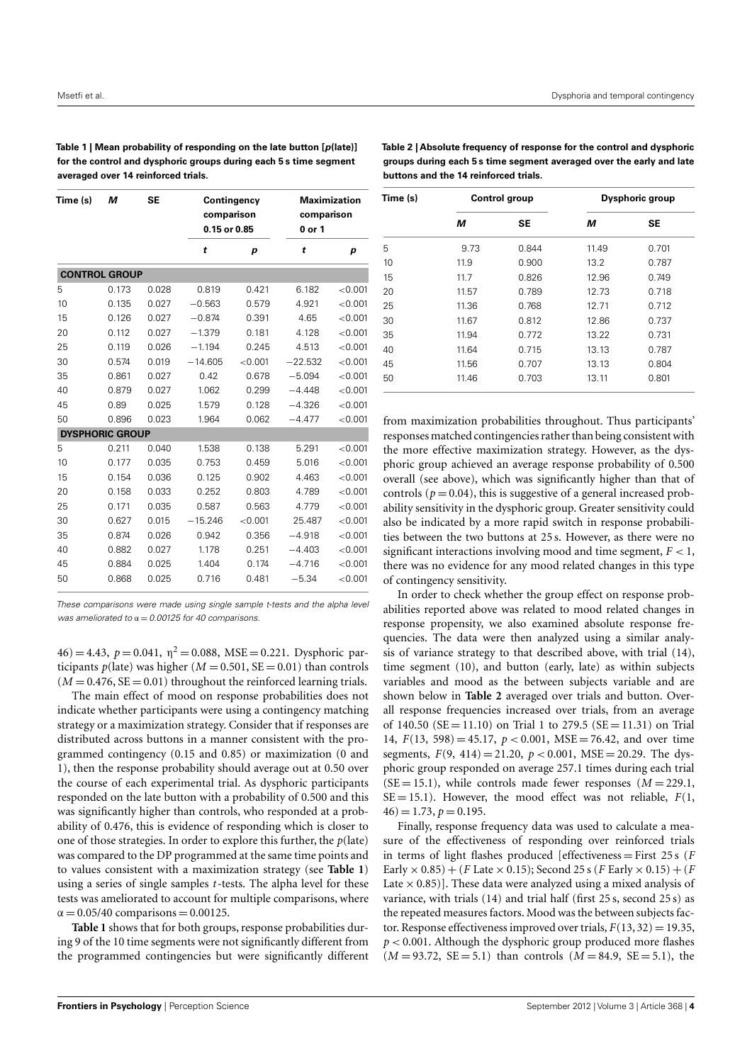**Table 1 | Mean probability of responding on the late button [$p$(late)] for the control and dysphoric groups during each 5 s time segment averaged over 14 reinforced trials.**

| Time (s) | *M* | SE | Contingency comparison 0.15 or 0.85 | | Maximization comparison 0 or 1 | |
|---|---|---|---|---|---|---|
| | | | *t* | *p* | *t* | *p* |
| **CONTROL GROUP** | | | | | | |
| 5 | 0.173 | 0.028 | 0.819 | 0.421 | 6.182 | <0.001 |
| 10 | 0.135 | 0.027 | −0.563 | 0.579 | 4.921 | <0.001 |
| 15 | 0.126 | 0.027 | −0.874 | 0.391 | 4.65 | <0.001 |
| 20 | 0.112 | 0.027 | −1.379 | 0.181 | 4.128 | <0.001 |
| 25 | 0.119 | 0.026 | −1.194 | 0.245 | 4.513 | <0.001 |
| 30 | 0.574 | 0.019 | −14.605 | <0.001 | −22.532 | <0.001 |
| 35 | 0.861 | 0.027 | 0.42 | 0.678 | −5.094 | <0.001 |
| 40 | 0.879 | 0.027 | 1.062 | 0.299 | −4.448 | <0.001 |
| 45 | 0.89 | 0.025 | 1.579 | 0.128 | −4.326 | <0.001 |
| 50 | 0.896 | 0.023 | 1.964 | 0.062 | −4.477 | <0.001 |
| **DYSPHORIC GROUP** | | | | | | |
| 5 | 0.211 | 0.040 | 1.538 | 0.138 | 5.291 | <0.001 |
| 10 | 0.177 | 0.035 | 0.753 | 0.459 | 5.016 | <0.001 |
| 15 | 0.154 | 0.036 | 0.125 | 0.902 | 4.463 | <0.001 |
| 20 | 0.158 | 0.033 | 0.252 | 0.803 | 4.789 | <0.001 |
| 25 | 0.171 | 0.035 | 0.587 | 0.563 | 4.779 | <0.001 |
| 30 | 0.627 | 0.015 | −15.246 | <0.001 | 25.487 | <0.001 |
| 35 | 0.874 | 0.026 | 0.942 | 0.356 | −4.918 | <0.001 |
| 40 | 0.882 | 0.027 | 1.178 | 0.251 | −4.403 | <0.001 |
| 45 | 0.884 | 0.025 | 1.404 | 0.174 | −4.716 | <0.001 |
| 50 | 0.868 | 0.025 | 0.716 | 0.481 | −5.34 | <0.001 |

*These comparisons were made using single sample t-tests and the alpha level was ameliorated to $\alpha = 0.00125$ for 40 comparisons.*

$46) = 4.43$, $p = 0.041$, $\eta^2 = 0.088$, MSE = 0.221. Dysphoric participants $p$(late) was higher ($M = 0.501$, SE = 0.01) than controls ($M = 0.476$, SE = 0.01) throughout the reinforced learning trials.

The main effect of mood on response probabilities does not indicate whether participants were using a contingency matching strategy or a maximization strategy. Consider that if responses are distributed across buttons in a manner consistent with the programmed contingency (0.15 and 0.85) or maximization (0 and 1), then the response probability should average out at 0.50 over the course of each experimental trial. As dysphoric participants responded on the late button with a probability of 0.500 and this was significantly higher than controls, who responded at a probability of 0.476, this is evidence of responding which is closer to one of those strategies. In order to explore this further, the $p$(late) was compared to the DP programmed at the same time points and to values consistent with a maximization strategy (see **Table 1**) using a series of single samples $t$-tests. The alpha level for these tests was ameliorated to account for multiple comparisons, where $\alpha = 0.05/40$ comparisons $= 0.00125$.

**Table 1** shows that for both groups, response probabilities during 9 of the 10 time segments were not significantly different from the programmed contingencies but were significantly different from maximization probabilities throughout. Thus participants' responses matched contingencies rather than being consistent with the more effective maximization strategy. However, as the dysphoric group achieved an average response probability of 0.500 overall (see above), which was significantly higher than that of controls ($p = 0.04$), this is suggestive of a general increased probability sensitivity in the dysphoric group. Greater sensitivity could also be indicated by a more rapid switch in response probabilities between the two buttons at 25 s. However, as there were no significant interactions involving mood and time segment, $F < 1$, there was no evidence for any mood related changes in this type of contingency sensitivity.

**Table 2 | Absolute frequency of response for the control and dysphoric groups during each 5 s time segment averaged over the early and late buttons and the 14 reinforced trials.**

| Time (s) | Control group | | Dysphoric group | |
|---|---|---|---|---|
| | *M* | SE | *M* | SE |
| 5 | 9.73 | 0.844 | 11.49 | 0.701 |
| 10 | 11.9 | 0.900 | 13.2 | 0.787 |
| 15 | 11.7 | 0.826 | 12.96 | 0.749 |
| 20 | 11.57 | 0.789 | 12.73 | 0.718 |
| 25 | 11.36 | 0.768 | 12.71 | 0.712 |
| 30 | 11.67 | 0.812 | 12.86 | 0.737 |
| 35 | 11.94 | 0.772 | 13.22 | 0.731 |
| 40 | 11.64 | 0.715 | 13.13 | 0.787 |
| 45 | 11.56 | 0.707 | 13.13 | 0.804 |
| 50 | 11.46 | 0.703 | 13.11 | 0.801 |

In order to check whether the group effect on response probabilities reported above was related to mood related changes in response propensity, we also examined absolute response frequencies. The data were then analyzed using a similar analysis of variance strategy to that described above, with trial (14), time segment (10), and button (early, late) as within subjects variables and mood as the between subjects variable and are shown below in **Table 2** averaged over trials and button. Overall response frequencies increased over trials, from an average of 140.50 (SE = 11.10) on Trial 1 to 279.5 (SE = 11.31) on Trial 14, $F(13, 598) = 45.17$, $p < 0.001$, MSE = 76.42, and over time segments, $F(9, 414) = 21.20$, $p < 0.001$, MSE = 20.29. The dysphoric group responded on average 257.1 times during each trial (SE = 15.1), while controls made fewer responses ($M = 229.1$, SE = 15.1). However, the mood effect was not reliable, $F(1, 46) = 1.73$, $p = 0.195$.

Finally, response frequency data was used to calculate a measure of the effectiveness of responding over reinforced trials in terms of light flashes produced [effectiveness = First 25 s ($F$ Early × 0.85) + ($F$ Late × 0.15); Second 25 s ($F$ Early × 0.15) + ($F$ Late × 0.85)]. These data were analyzed using a mixed analysis of variance, with trials (14) and trial half (first 25 s, second 25 s) as the repeated measures factors. Mood was the between subjects factor. Response effectiveness improved over trials, $F(13, 32) = 19.35$, $p < 0.001$. Although the dysphoric group produced more flashes ($M = 93.72$, SE = 5.1) than controls ($M = 84.9$, SE = 5.1), the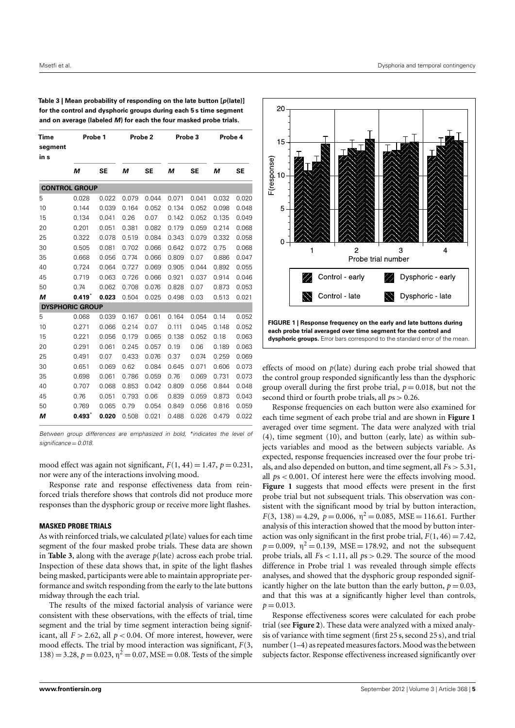**Table 3 | Mean probability of responding on the late button [*p*(late)] for the control and dysphoric groups during each 5 s time segment and on average (labeled *M*) for each the four masked probe trials.**

| Time segment in s | Probe 1 | | Probe 2 | | Probe 3 | | Probe 4 | |
|---|---|---|---|---|---|---|---|---|
| | *M* | SE | *M* | SE | *M* | SE | *M* | SE |
| **CONTROL GROUP** | | | | | | | | |
| 5 | 0.028 | 0.022 | 0.079 | 0.044 | 0.071 | 0.041 | 0.032 | 0.020 |
| 10 | 0.144 | 0.039 | 0.164 | 0.052 | 0.134 | 0.052 | 0.098 | 0.048 |
| 15 | 0.134 | 0.041 | 0.26 | 0.07 | 0.142 | 0.052 | 0.135 | 0.049 |
| 20 | 0.201 | 0.051 | 0.381 | 0.082 | 0.179 | 0.059 | 0.214 | 0.068 |
| 25 | 0.322 | 0.078 | 0.519 | 0.084 | 0.343 | 0.079 | 0.332 | 0.058 |
| 30 | 0.505 | 0.081 | 0.702 | 0.066 | 0.642 | 0.072 | 0.75 | 0.068 |
| 35 | 0.668 | 0.056 | 0.774 | 0.066 | 0.809 | 0.07 | 0.886 | 0.047 |
| 40 | 0.724 | 0.064 | 0.727 | 0.069 | 0.905 | 0.044 | 0.892 | 0.055 |
| 45 | 0.719 | 0.063 | 0.726 | 0.066 | 0.921 | 0.037 | 0.914 | 0.046 |
| 50 | 0.74 | 0.062 | 0.708 | 0.076 | 0.828 | 0.07 | 0.873 | 0.053 |
| ***M*** | **0.419*** | **0.023** | 0.504 | 0.025 | 0.498 | 0.03 | 0.513 | 0.021 |
| **DYSPHORIC GROUP** | | | | | | | | |
| 5 | 0.068 | 0.039 | 0.167 | 0.061 | 0.164 | 0.054 | 0.14 | 0.052 |
| 10 | 0.271 | 0.066 | 0.214 | 0.07 | 0.111 | 0.045 | 0.148 | 0.052 |
| 15 | 0.221 | 0.056 | 0.179 | 0.065 | 0.138 | 0.052 | 0.18 | 0.063 |
| 20 | 0.291 | 0.061 | 0.245 | 0.057 | 0.19 | 0.06 | 0.189 | 0.063 |
| 25 | 0.491 | 0.07 | 0.433 | 0.076 | 0.37 | 0.074 | 0.259 | 0.069 |
| 30 | 0.651 | 0.069 | 0.62 | 0.084 | 0.645 | 0.071 | 0.606 | 0.073 |
| 35 | 0.698 | 0.061 | 0.786 | 0.059 | 0.76 | 0.069 | 0.731 | 0.073 |
| 40 | 0.707 | 0.068 | 0.853 | 0.042 | 0.809 | 0.056 | 0.844 | 0.048 |
| 45 | 0.76 | 0.051 | 0.793 | 0.06 | 0.839 | 0.059 | 0.873 | 0.043 |
| 50 | 0.769 | 0.065 | 0.79 | 0.054 | 0.849 | 0.056 | 0.816 | 0.059 |
| ***M*** | **0.493*** | **0.020** | 0.508 | 0.021 | 0.488 | 0.026 | 0.479 | 0.022 |

*Between group differences are emphasized in bold, \*indicates the level of significance = 0.018.*

mood effect was again not significant, $F(1, 44) = 1.47$, $p = 0.231$, nor were any of the interactions involving mood.

Response rate and response effectiveness data from reinforced trials therefore shows that controls did not produce more responses than the dysphoric group or receive more light flashes.

### MASKED PROBE TRIALS

As with reinforced trials, we calculated $p$(late) values for each time segment of the four masked probe trials. These data are shown in **Table 3**, along with the average $p$(late) across each probe trial. Inspection of these data shows that, in spite of the light flashes being masked, participants were able to maintain appropriate performance and switch responding from the early to the late buttons midway through the each trial.

The results of the mixed factorial analysis of variance were consistent with these observations, with the effects of trial, time segment and the trial by time segment interaction being significant, all $F > 2.62$, all $p < 0.04$. Of more interest, however, were mood effects. The trial by mood interaction was significant, $F(3, 138) = 3.28$, $p = 0.023$, $\eta^2 = 0.07$, MSE = 0.08. Tests of the simple effects of mood on $p$(late) during each probe trial showed that the control group responded significantly less than the dysphoric group overall during the first probe trial, $p = 0.018$, but not the second third or fourth probe trials, all $p\text{s} > 0.26$.

**FIGURE 1 | Response frequency on the early and late buttons during each probe trial averaged over time segment for the control and dysphoric groups.** Error bars correspond to the standard error of the mean.

Response frequencies on each button were also examined for each time segment of each probe trial and are shown in **Figure 1** averaged over time segment. The data were analyzed with trial (4), time segment (10), and button (early, late) as within subjects variables and mood as the between subjects variable. As expected, response frequencies increased over the four probe trials, and also depended on button, and time segment, all $F\text{s} > 5.31$, all $p\text{s} < 0.001$. Of interest here were the effects involving mood. **Figure 1** suggests that mood effects were present in the first probe trial but not subsequent trials. This observation was consistent with the significant mood by trial by button interaction, $F(3, 138) = 4.29$, $p = 0.006$, $\eta^2 = 0.085$, MSE = 116.61. Further analysis of this interaction showed that the mood by button interaction was only significant in the first probe trial, $F(1, 46) = 7.42$, $p = 0.009$, $\eta^2 = 0.139$, MSE = 178.92, and not the subsequent probe trials, all $F\text{s} < 1.11$, all $p\text{s} > 0.29$. The source of the mood difference in Probe trial 1 was revealed through simple effects analyses, and showed that the dysphoric group responded significantly higher on the late button than the early button, $p = 0.03$, and that this was at a significantly higher level than controls, $p = 0.013$.

Response effectiveness scores were calculated for each probe trial (see **Figure 2**). These data were analyzed with a mixed analysis of variance with time segment (first 25 s, second 25 s), and trial number (1–4) as repeated measures factors. Mood was the between subjects factor. Response effectiveness increased significantly over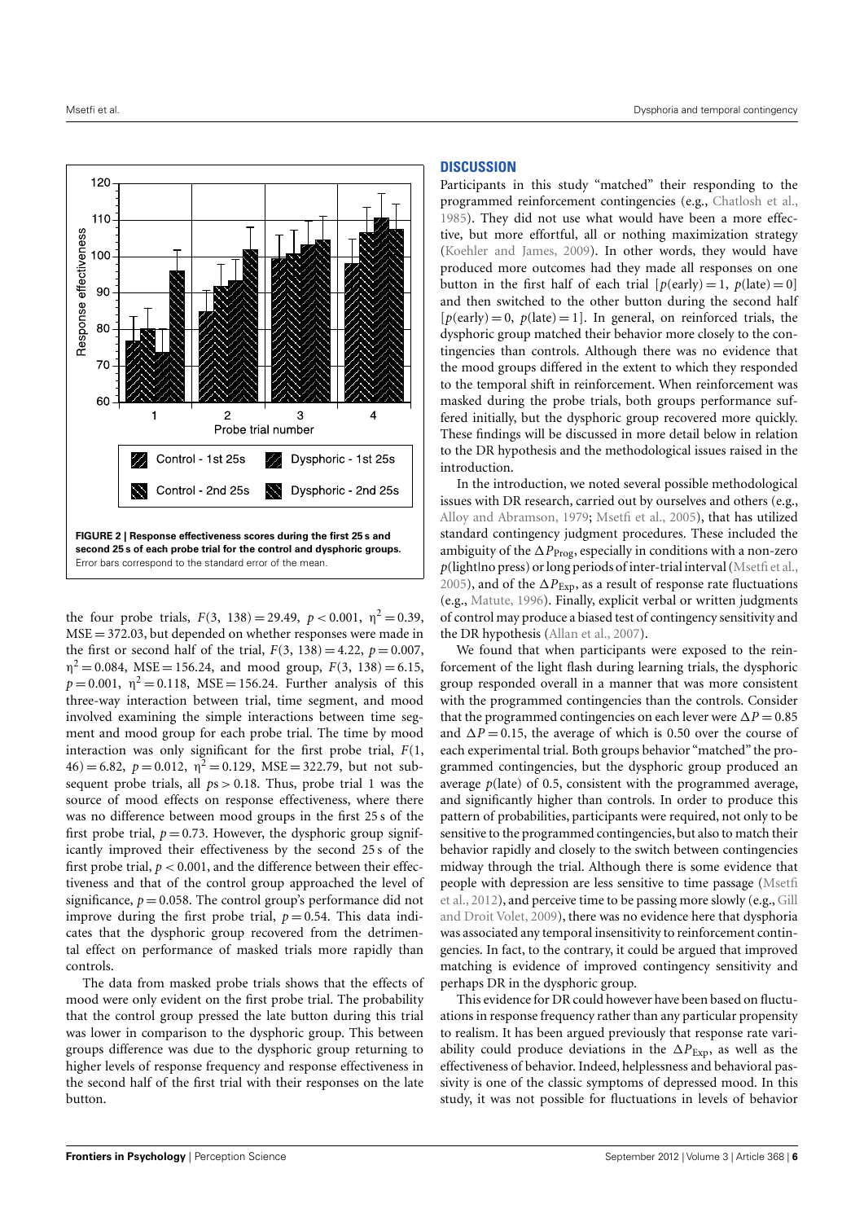**FIGURE 2 | Response effectiveness scores during the first 25 s and second 25 s of each probe trial for the control and dysphoric groups.** Error bars correspond to the standard error of the mean.

the four probe trials, $F(3, 138) = 29.49$, $p < 0.001$, $\eta^2 = 0.39$, MSE = 372.03, but depended on whether responses were made in the first or second half of the trial, $F(3, 138) = 4.22$, $p = 0.007$, $\eta^2 = 0.084$, MSE = 156.24, and mood group, $F(3, 138) = 6.15$, $p = 0.001$, $\eta^2 = 0.118$, MSE = 156.24. Further analysis of this three-way interaction between trial, time segment, and mood involved examining the simple interactions between time segment and mood group for each probe trial. The time by mood interaction was only significant for the first probe trial, $F(1, 46) = 6.82$, $p = 0.012$, $\eta^2 = 0.129$, MSE = 322.79, but not subsequent probe trials, all $ps > 0.18$. Thus, probe trial 1 was the source of mood effects on response effectiveness, where there was no difference between mood groups in the first 25 s of the first probe trial, $p = 0.73$. However, the dysphoric group significantly improved their effectiveness by the second 25 s of the first probe trial, $p < 0.001$, and the difference between their effectiveness and that of the control group approached the level of significance, $p = 0.058$. The control group's performance did not improve during the first probe trial, $p = 0.54$. This data indicates that the dysphoric group recovered from the detrimental effect on performance of masked trials more rapidly than controls.

The data from masked probe trials shows that the effects of mood were only evident on the first probe trial. The probability that the control group pressed the late button during this trial was lower in comparison to the dysphoric group. This between groups difference was due to the dysphoric group returning to higher levels of response frequency and response effectiveness in the second half of the first trial with their responses on the late button.

## DISCUSSION

Participants in this study "matched" their responding to the programmed reinforcement contingencies (e.g., Chatlosh et al., 1985). They did not use what would have been a more effective, but more effortful, all or nothing maximization strategy (Koehler and James, 2009). In other words, they would have produced more outcomes had they made all responses on one button in the first half of each trial [$p(\text{early}) = 1$, $p(\text{late}) = 0$] and then switched to the other button during the second half [$p(\text{early}) = 0$, $p(\text{late}) = 1$]. In general, on reinforced trials, the dysphoric group matched their behavior more closely to the contingencies than controls. Although there was no evidence that the mood groups differed in the extent to which they responded to the temporal shift in reinforcement. When reinforcement was masked during the probe trials, both groups performance suffered initially, but the dysphoric group recovered more quickly. These findings will be discussed in more detail below in relation to the DR hypothesis and the methodological issues raised in the introduction.

In the introduction, we noted several possible methodological issues with DR research, carried out by ourselves and others (e.g., Alloy and Abramson, 1979; Msetfi et al., 2005), that has utilized standard contingency judgment procedures. These included the ambiguity of the $\Delta P_{\text{Prog}}$, especially in conditions with a non-zero $p$(light|no press) or long periods of inter-trial interval (Msetfi et al., 2005), and of the $\Delta P_{\text{Exp}}$, as a result of response rate fluctuations (e.g., Matute, 1996). Finally, explicit verbal or written judgments of control may produce a biased test of contingency sensitivity and the DR hypothesis (Allan et al., 2007).

We found that when participants were exposed to the reinforcement of the light flash during learning trials, the dysphoric group responded overall in a manner that was more consistent with the programmed contingencies than the controls. Consider that the programmed contingencies on each lever were $\Delta P = 0.85$ and $\Delta P = 0.15$, the average of which is 0.50 over the course of each experimental trial. Both groups behavior "matched" the programmed contingencies, but the dysphoric group produced an average $p$(late) of 0.5, consistent with the programmed average, and significantly higher than controls. In order to produce this pattern of probabilities, participants were required, not only to be sensitive to the programmed contingencies, but also to match their behavior rapidly and closely to the switch between contingencies midway through the trial. Although there is some evidence that people with depression are less sensitive to time passage (Msetfi et al., 2012), and perceive time to be passing more slowly (e.g., Gill and Droit Volet, 2009), there was no evidence here that dysphoria was associated any temporal insensitivity to reinforcement contingencies. In fact, to the contrary, it could be argued that improved matching is evidence of improved contingency sensitivity and perhaps DR in the dysphoric group.

This evidence for DR could however have been based on fluctuations in response frequency rather than any particular propensity to realism. It has been argued previously that response rate variability could produce deviations in the $\Delta P_{\text{Exp}}$, as well as the effectiveness of behavior. Indeed, helplessness and behavioral passivity is one of the classic symptoms of depressed mood. In this study, it was not possible for fluctuations in levels of behavior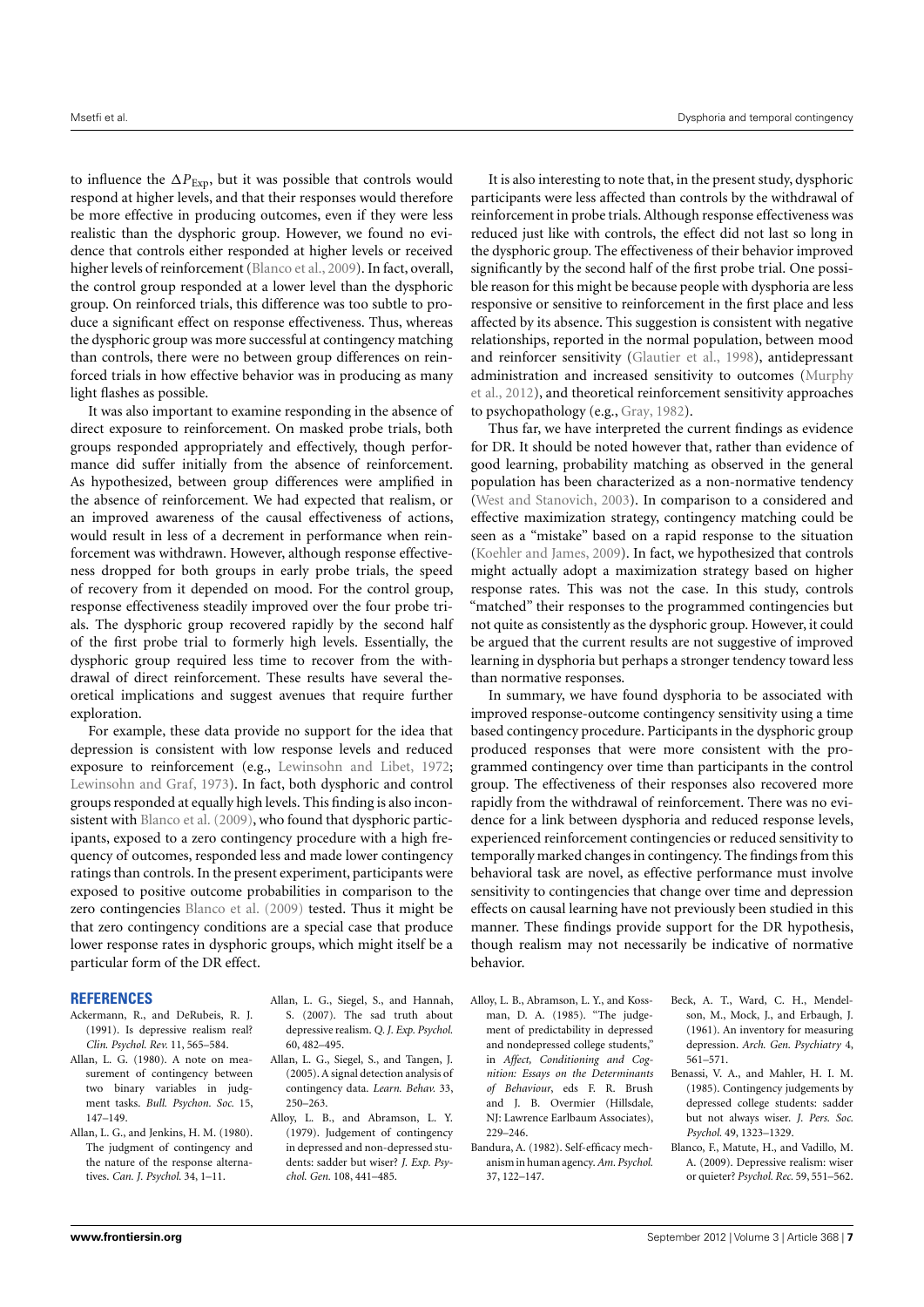to influence the $\Delta P_{Exp}$, but it was possible that controls would respond at higher levels, and that their responses would therefore be more effective in producing outcomes, even if they were less realistic than the dysphoric group. However, we found no evidence that controls either responded at higher levels or received higher levels of reinforcement (Blanco et al., 2009). In fact, overall, the control group responded at a lower level than the dysphoric group. On reinforced trials, this difference was too subtle to produce a significant effect on response effectiveness. Thus, whereas the dysphoric group was more successful at contingency matching than controls, there were no between group differences on reinforced trials in how effective behavior was in producing as many light flashes as possible.

It was also important to examine responding in the absence of direct exposure to reinforcement. On masked probe trials, both groups responded appropriately and effectively, though performance did suffer initially from the absence of reinforcement. As hypothesized, between group differences were amplified in the absence of reinforcement. We had expected that realism, or an improved awareness of the causal effectiveness of actions, would result in less of a decrement in performance when reinforcement was withdrawn. However, although response effectiveness dropped for both groups in early probe trials, the speed of recovery from it depended on mood. For the control group, response effectiveness steadily improved over the four probe trials. The dysphoric group recovered rapidly by the second half of the first probe trial to formerly high levels. Essentially, the dysphoric group required less time to recover from the withdrawal of direct reinforcement. These results have several theoretical implications and suggest avenues that require further exploration.

For example, these data provide no support for the idea that depression is consistent with low response levels and reduced exposure to reinforcement (e.g., Lewinsohn and Libet, 1972; Lewinsohn and Graf, 1973). In fact, both dysphoric and control groups responded at equally high levels. This finding is also inconsistent with Blanco et al. (2009), who found that dysphoric participants, exposed to a zero contingency procedure with a high frequency of outcomes, responded less and made lower contingency ratings than controls. In the present experiment, participants were exposed to positive outcome probabilities in comparison to the zero contingencies Blanco et al. (2009) tested. Thus it might be that zero contingency conditions are a special case that produce lower response rates in dysphoric groups, which might itself be a particular form of the DR effect.

It is also interesting to note that, in the present study, dysphoric participants were less affected than controls by the withdrawal of reinforcement in probe trials. Although response effectiveness was reduced just like with controls, the effect did not last so long in the dysphoric group. The effectiveness of their behavior improved significantly by the second half of the first probe trial. One possible reason for this might be because people with dysphoria are less responsive or sensitive to reinforcement in the first place and less affected by its absence. This suggestion is consistent with negative relationships, reported in the normal population, between mood and reinforcer sensitivity (Glautier et al., 1998), antidepressant administration and increased sensitivity to outcomes (Murphy et al., 2012), and theoretical reinforcement sensitivity approaches to psychopathology (e.g., Gray, 1982).

Thus far, we have interpreted the current findings as evidence for DR. It should be noted however that, rather than evidence of good learning, probability matching as observed in the general population has been characterized as a non-normative tendency (West and Stanovich, 2003). In comparison to a considered and effective maximization strategy, contingency matching could be seen as a "mistake" based on a rapid response to the situation (Koehler and James, 2009). In fact, we hypothesized that controls might actually adopt a maximization strategy based on higher response rates. This was not the case. In this study, controls "matched" their responses to the programmed contingencies but not quite as consistently as the dysphoric group. However, it could be argued that the current results are not suggestive of improved learning in dysphoria but perhaps a stronger tendency toward less than normative responses.

In summary, we have found dysphoria to be associated with improved response-outcome contingency sensitivity using a time based contingency procedure. Participants in the dysphoric group produced responses that were more consistent with the programmed contingency over time than participants in the control group. The effectiveness of their responses also recovered more rapidly from the withdrawal of reinforcement. There was no evidence for a link between dysphoria and reduced response levels, experienced reinforcement contingencies or reduced sensitivity to temporally marked changes in contingency. The findings from this behavioral task are novel, as effective performance must involve sensitivity to contingencies that change over time and depression effects on causal learning have not previously been studied in this manner. These findings provide support for the DR hypothesis, though realism may not necessarily be indicative of normative behavior.

## REFERENCES

Ackermann, R., and DeRubeis, R. J. (1991). Is depressive realism real? *Clin. Psychol. Rev.* 11, 565–584.

Allan, L. G. (1980). A note on measurement of contingency between two binary variables in judgment tasks. *Bull. Psychon. Soc.* 15, 147–149.

Allan, L. G., and Jenkins, H. M. (1980). The judgment of contingency and the nature of the response alternatives. *Can. J. Psychol.* 34, 1–11.

Allan, L. G., Siegel, S., and Hannah, S. (2007). The sad truth about depressive realism. *Q. J. Exp. Psychol.* 60, 482–495.

Allan, L. G., Siegel, S., and Tangen, J. (2005). A signal detection analysis of contingency data. *Learn. Behav.* 33, 250–263.

Alloy, L. B., and Abramson, L. Y. (1979). Judgement of contingency in depressed and non-depressed students: sadder but wiser? *J. Exp. Psychol. Gen.* 108, 441–485.

Alloy, L. B., Abramson, L. Y., and Kossman, D. A. (1985). "The judgement of predictability in depressed and nondepressed college students," in *Affect, Conditioning and Cognition: Essays on the Determinants of Behaviour*, eds F. R. Brush and J. B. Overmier (Hillsdale, NJ: Lawrence Earlbaum Associates), 229–246.

Bandura, A. (1982). Self-efficacy mechanism in human agency. *Am. Psychol.* 37, 122–147.

Beck, A. T., Ward, C. H., Mendelson, M., Mock, J., and Erbaugh, J. (1961). An inventory for measuring depression. *Arch. Gen. Psychiatry* 4, 561–571.

Benassi, V. A., and Mahler, H. I. M. (1985). Contingency judgements by depressed college students: sadder but not always wiser. *J. Pers. Soc. Psychol.* 49, 1323–1329.

Blanco, F., Matute, H., and Vadillo, M. A. (2009). Depressive realism: wiser or quieter? *Psychol. Rec.* 59, 551–562.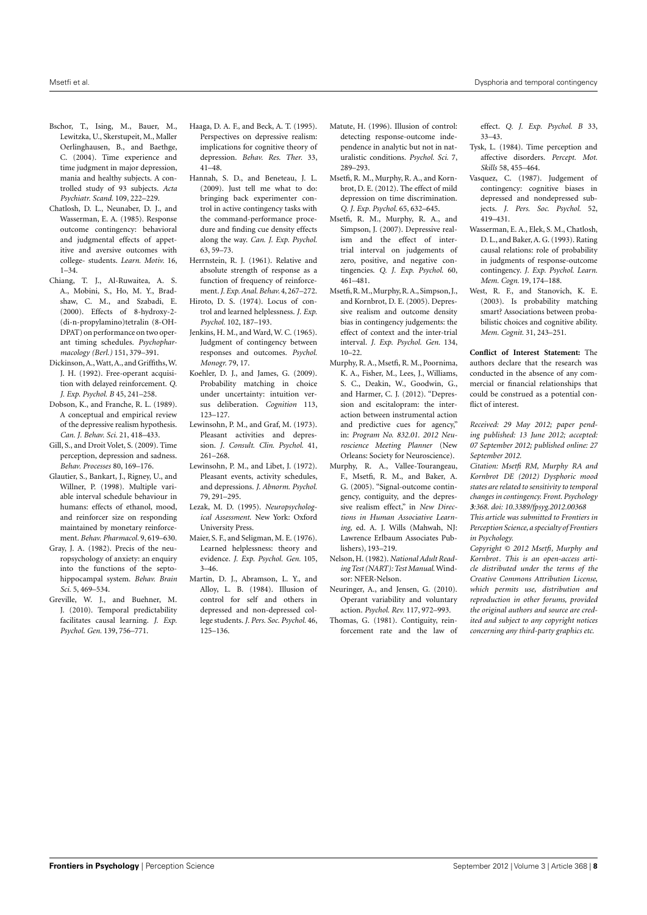Bschor, T., Ising, M., Bauer, M., Lewitzka, U., Skerstupeit, M., Maller Oerlinghausen, B., and Baethge, C. (2004). Time experience and time judgment in major depression, mania and healthy subjects. A controlled study of 93 subjects. *Acta Psychiatr. Scand.* 109, 222–229.

Chatlosh, D. L., Neunaber, D. J., and Wasserman, E. A. (1985). Response outcome contingency: behavioral and judgmental effects of appetitive and aversive outcomes with college- students. *Learn. Motiv.* 16, 1–34.

Chiang, T. J., Al-Ruwaitea, A. S. A., Mobini, S., Ho, M. Y., Bradshaw, C. M., and Szabadi, E. (2000). Effects of 8-hydroxy-2-(di-n-propylamino)tetralin (8-OH-DPAT) on performance on two operant timing schedules. *Psychopharmacology (Berl.)* 151, 379–391.

Dickinson, A., Watt, A., and Griffiths, W. J. H. (1992). Free-operant acquisition with delayed reinforcement. *Q. J. Exp. Psychol. B* 45, 241–258.

Dobson, K., and Franche, R. L. (1989). A conceptual and empirical review of the depressive realism hypothesis. *Can. J. Behav. Sci.* 21, 418–433.

Gill, S., and Droit Volet, S. (2009). Time perception, depression and sadness. *Behav. Processes* 80, 169–176.

Glautier, S., Bankart, J., Rigney, U., and Willner, P. (1998). Multiple variable interval schedule behaviour in humans: effects of ethanol, mood, and reinforcer size on responding maintained by monetary reinforcement. *Behav. Pharmacol.* 9, 619–630.

Gray, J. A. (1982). Precis of the neuropsychology of anxiety: an enquiry into the functions of the septo-hippocampal system. *Behav. Brain Sci.* 5, 469–534.

Greville, W. J., and Buehner, M. J. (2010). Temporal predictability facilitates causal learning. *J. Exp. Psychol. Gen.* 139, 756–771.

Haaga, D. A. F., and Beck, A. T. (1995). Perspectives on depressive realism: implications for cognitive theory of depression. *Behav. Res. Ther.* 33, 41–48.

Hannah, S. D., and Beneteau, J. L. (2009). Just tell me what to do: bringing back experimenter control in active contingency tasks with the command-performance procedure and finding cue density effects along the way. *Can. J. Exp. Psychol.* 63, 59–73.

Herrnstein, R. J. (1961). Relative and absolute strength of response as a function of frequency of reinforcement. *J. Exp. Anal. Behav.* 4, 267–272.

Hiroto, D. S. (1974). Locus of control and learned helplessness. *J. Exp. Psychol.* 102, 187–193.

Jenkins, H. M., and Ward, W. C. (1965). Judgment of contingency between responses and outcomes. *Psychol. Monogr.* 79, 17.

Koehler, D. J., and James, G. (2009). Probability matching in choice under uncertainty: intuition versus deliberation. *Cognition* 113, 123–127.

Lewinsohn, P. M., and Graf, M. (1973). Pleasant activities and depression. *J. Consult. Clin. Psychol.* 41, 261–268.

Lewinsohn, P. M., and Libet, J. (1972). Pleasant events, activity schedules, and depressions. *J. Abnorm. Psychol.* 79, 291–295.

Lezak, M. D. (1995). *Neuropsychological Assessment.* New York: Oxford University Press.

Maier, S. F., and Seligman, M. E. (1976). Learned helplessness: theory and evidence. *J. Exp. Psychol. Gen.* 105, 3–46.

Martin, D. J., Abramson, L. Y., and Alloy, L. B. (1984). Illusion of control for self and others in depressed and non-depressed college students. *J. Pers. Soc. Psychol.* 46, 125–136.

Matute, H. (1996). Illusion of control: detecting response-outcome independence in analytic but not in naturalistic conditions. *Psychol. Sci.* 7, 289–293.

Msetfi, R. M., Murphy, R. A., and Kornbrot, D. E. (2012). The effect of mild depression on time discrimination. *Q. J. Exp. Psychol.* 65, 632–645.

Msetfi, R. M., Murphy, R. A., and Simpson, J. (2007). Depressive realism and the effect of intertrial interval on judgements of zero, positive, and negative contingencies. *Q. J. Exp. Psychol.* 60, 461–481.

Msetfi, R. M., Murphy, R. A., Simpson, J., and Kornbrot, D. E. (2005). Depressive realism and outcome density bias in contingency judgements: the effect of context and the inter-trial interval. *J. Exp. Psychol. Gen.* 134, 10–22.

Murphy, R. A., Msetfi, R. M., Poornima, K. A., Fisher, M., Lees, J., Williams, S. C., Deakin, W., Goodwin, G., and Harmer, C. J. (2012). "Depression and escitalopram: the interaction between instrumental action and predictive cues for agency," in: *Program No. 832.01. 2012 Neuroscience Meeting Planner* (New Orleans: Society for Neuroscience).

Murphy, R. A., Vallee-Tourangeau, F., Msetfi, R. M., and Baker, A. G. (2005). "Signal-outcome contingency, contiguity, and the depressive realism effect," in *New Directions in Human Associative Learning,* ed. A. J. Wills (Mahwah, NJ: Lawrence Erlbaum Associates Publishers), 193–219.

Nelson, H. (1982). *National Adult Reading Test (NART): Test Manual.* Windsor: NFER-Nelson.

Neuringer, A., and Jensen, G. (2010). Operant variability and voluntary action. *Psychol. Rev.* 117, 972–993.

Thomas, G. (1981). Contiguity, reinforcement rate and the law of effect. *Q. J. Exp. Psychol. B* 33, 33–43.

Tysk, L. (1984). Time perception and affective disorders. *Percept. Mot. Skills* 58, 455–464.

Vasquez, C. (1987). Judgement of contingency: cognitive biases in depressed and nondepressed subjects. *J. Pers. Soc. Psychol.* 52, 419–431.

Wasserman, E. A., Elek, S. M., Chatlosh, D. L., and Baker, A. G. (1993). Rating causal relations: role of probability in judgments of response-outcome contingency. *J. Exp. Psychol. Learn. Mem. Cogn.* 19, 174–188.

West, R. F., and Stanovich, K. E. (2003). Is probability matching smart? Associations between probabilistic choices and cognitive ability. *Mem. Cognit.* 31, 243–251.

**Conflict of Interest Statement:** The authors declare that the research was conducted in the absence of any commercial or financial relationships that could be construed as a potential conflict of interest.

*Received: 29 May 2012; paper pending published: 13 June 2012; accepted: 07 September 2012; published online: 27 September 2012.*

*Citation: Msetfi RM, Murphy RA and Kornbrot DE (2012) Dysphoric mood states are related to sensitivity to temporal changes in contingency. Front. Psychology **3**:368. doi: 10.3389/fpsyg.2012.00368*

*This article was submitted to Frontiers in Perception Science, a specialty of Frontiers in Psychology.*

*Copyright © 2012 Msetfi, Murphy and Kornbrot. This is an open-access article distributed under the terms of the Creative Commons Attribution License, which permits use, distribution and reproduction in other forums, provided the original authors and source are credited and subject to any copyright notices concerning any third-party graphics etc.*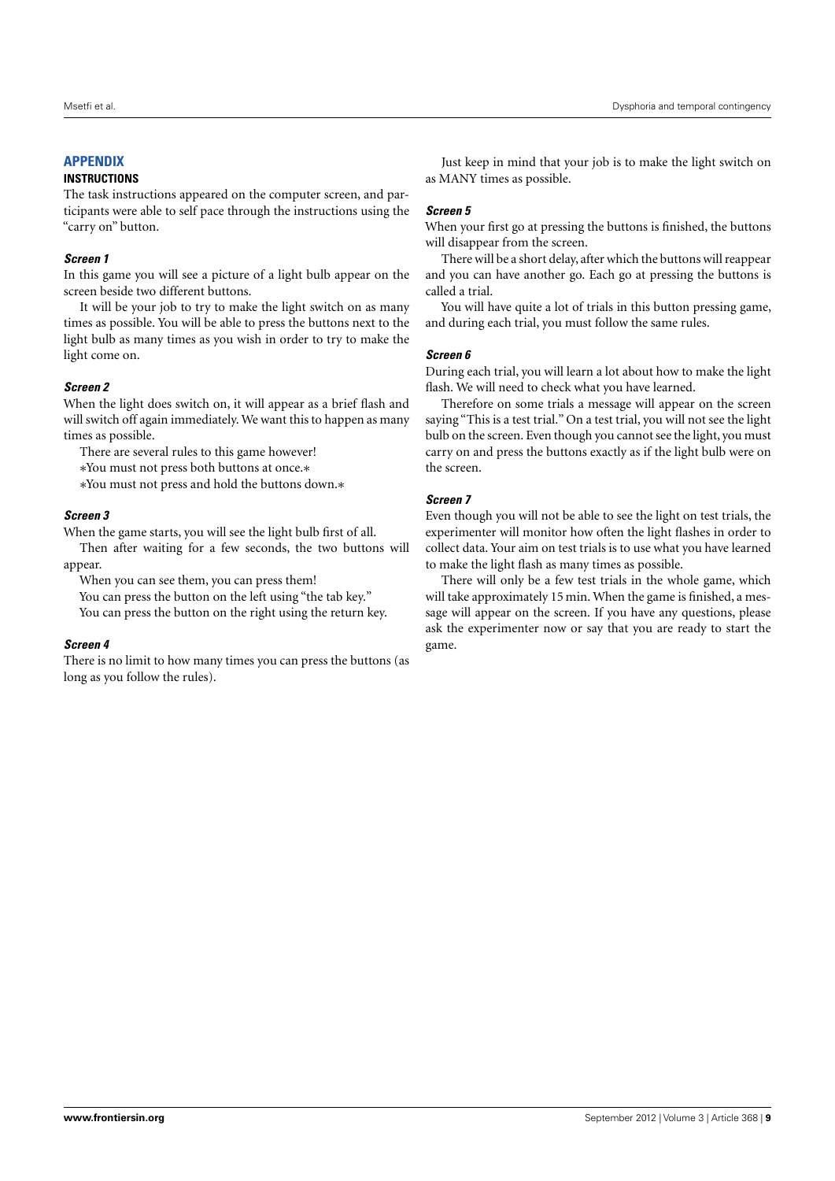## APPENDIX

### INSTRUCTIONS

The task instructions appeared on the computer screen, and participants were able to self pace through the instructions using the "carry on" button.

#### *Screen 1*

In this game you will see a picture of a light bulb appear on the screen beside two different buttons.

It will be your job to try to make the light switch on as many times as possible. You will be able to press the buttons next to the light bulb as many times as you wish in order to try to make the light come on.

#### *Screen 2*

When the light does switch on, it will appear as a brief flash and will switch off again immediately. We want this to happen as many times as possible.

There are several rules to this game however!

∗You must not press both buttons at once.∗

∗You must not press and hold the buttons down.∗

#### *Screen 3*

When the game starts, you will see the light bulb first of all.

Then after waiting for a few seconds, the two buttons will appear.

When you can see them, you can press them!

You can press the button on the left using "the tab key."

You can press the button on the right using the return key.

#### *Screen 4*

There is no limit to how many times you can press the buttons (as long as you follow the rules).

Just keep in mind that your job is to make the light switch on as MANY times as possible.

#### *Screen 5*

When your first go at pressing the buttons is finished, the buttons will disappear from the screen.

There will be a short delay, after which the buttons will reappear and you can have another go. Each go at pressing the buttons is called a trial.

You will have quite a lot of trials in this button pressing game, and during each trial, you must follow the same rules.

#### *Screen 6*

During each trial, you will learn a lot about how to make the light flash. We will need to check what you have learned.

Therefore on some trials a message will appear on the screen saying "This is a test trial." On a test trial, you will not see the light bulb on the screen. Even though you cannot see the light, you must carry on and press the buttons exactly as if the light bulb were on the screen.

#### *Screen 7*

Even though you will not be able to see the light on test trials, the experimenter will monitor how often the light flashes in order to collect data. Your aim on test trials is to use what you have learned to make the light flash as many times as possible.

There will only be a few test trials in the whole game, which will take approximately 15 min. When the game is finished, a message will appear on the screen. If you have any questions, please ask the experimenter now or say that you are ready to start the game.